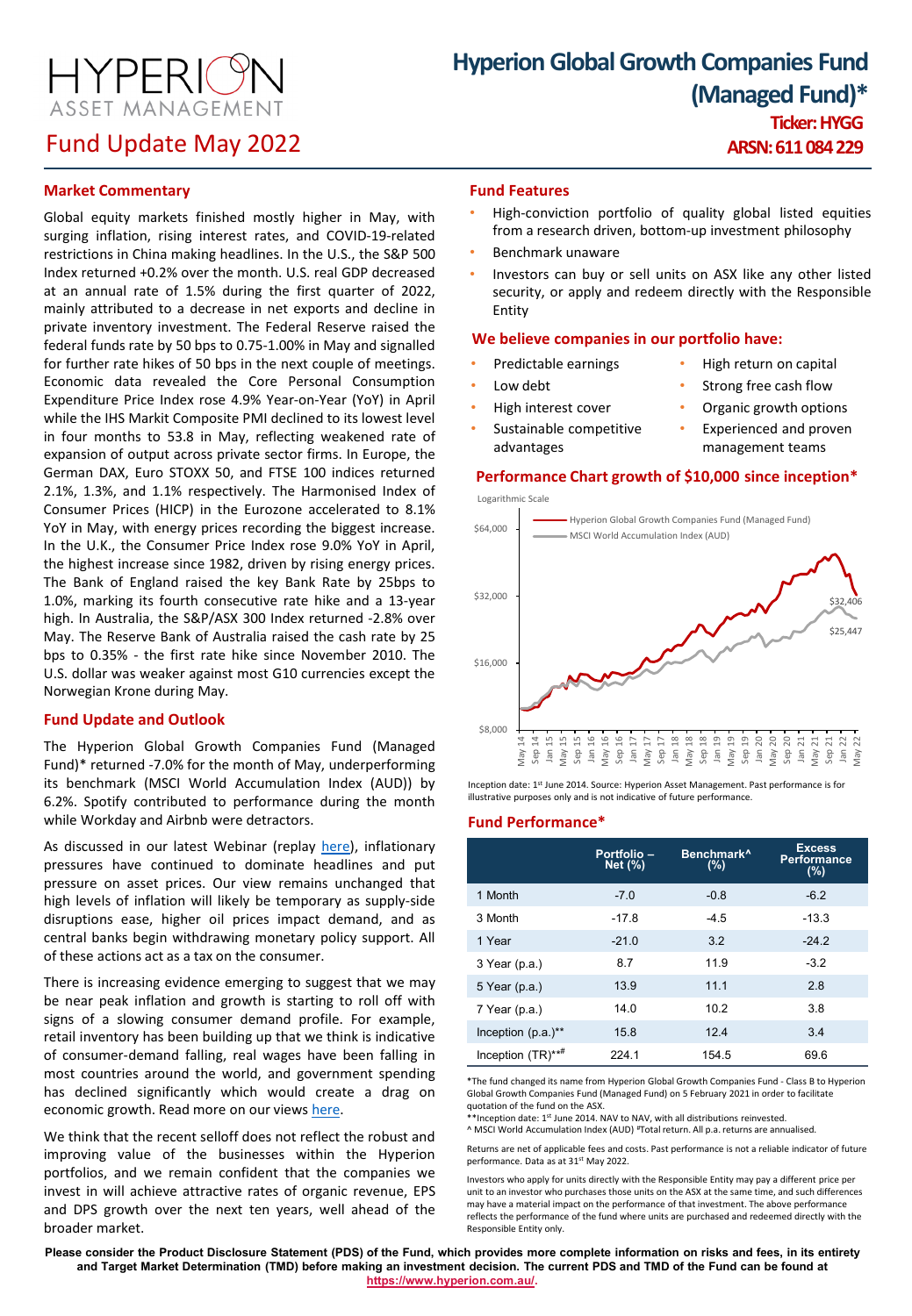# Hyperion Global Growth Companies Fund (Managed Fund)*

HYPERION ASSET MANAGEMENT

## Fund Update May 2022

**Ticker: HYGG**
**ARSN: 611 084 229**

## Market Commentary

Global equity markets finished mostly higher in May, with surging inflation, rising interest rates, and COVID-19-related restrictions in China making headlines. In the U.S., the S&P 500 Index returned +0.2% over the month. U.S. real GDP decreased at an annual rate of 1.5% during the first quarter of 2022, mainly attributed to a decrease in net exports and decline in private inventory investment. The Federal Reserve raised the federal funds rate by 50 bps to 0.75-1.00% in May and signalled for further rate hikes of 50 bps in the next couple of meetings. Economic data revealed the Core Personal Consumption Expenditure Price Index rose 4.9% Year-on-Year (YoY) in April while the IHS Markit Composite PMI declined to its lowest level in four months to 53.8 in May, reflecting weakened rate of expansion of output across private sector firms. In Europe, the German DAX, Euro STOXX 50, and FTSE 100 indices returned 2.1%, 1.3%, and 1.1% respectively. The Harmonised Index of Consumer Prices (HICP) in the Eurozone accelerated to 8.1% YoY in May, with energy prices recording the biggest increase. In the U.K., the Consumer Price Index rose 9.0% YoY in April, the highest increase since 1982, driven by rising energy prices. The Bank of England raised the key Bank Rate by 25bps to 1.0%, marking its fourth consecutive rate hike and a 13-year high. In Australia, the S&P/ASX 300 Index returned -2.8% over May. The Reserve Bank of Australia raised the cash rate by 25 bps to 0.35% - the first rate hike since November 2010. The U.S. dollar was weaker against most G10 currencies except the Norwegian Krone during May.

## Fund Update and Outlook

The Hyperion Global Growth Companies Fund (Managed Fund)* returned -7.0% for the month of May, underperforming its benchmark (MSCI World Accumulation Index (AUD)) by 6.2%. Spotify contributed to performance during the month while Workday and Airbnb were detractors.

As discussed in our latest Webinar (replay here), inflationary pressures have continued to dominate headlines and put pressure on asset prices. Our view remains unchanged that high levels of inflation will likely be temporary as supply-side disruptions ease, higher oil prices impact demand, and as central banks begin withdrawing monetary policy support. All of these actions act as a tax on the consumer.

There is increasing evidence emerging to suggest that we may be near peak inflation and growth is starting to roll off with signs of a slowing consumer demand profile. For example, retail inventory has been building up that we think is indicative of consumer-demand falling, real wages have been falling in most countries around the world, and government spending has declined significantly which would create a drag on economic growth. Read more on our views here.

We think that the recent selloff does not reflect the robust and improving value of the businesses within the Hyperion portfolios, and we remain confident that the companies we invest in will achieve attractive rates of organic revenue, EPS and DPS growth over the next ten years, well ahead of the broader market.

## Fund Features

- High-conviction portfolio of quality global listed equities from a research driven, bottom-up investment philosophy
- Benchmark unaware
- Investors can buy or sell units on ASX like any other listed security, or apply and redeem directly with the Responsible Entity

## We believe companies in our portfolio have:

- Predictable earnings
- Low debt
- High interest cover
- Sustainable competitive advantages
- High return on capital
- Strong free cash flow
- Organic growth options
- Experienced and proven management teams

## Performance Chart growth of $10,000 since inception*

Logarithmic Scale

- Hyperion Global Growth Companies Fund (Managed Fund): $32,406
- MSCI World Accumulation Index (AUD): $25,447

Inception date: 1st June 2014. Source: Hyperion Asset Management. Past performance is for illustrative purposes only and is not indicative of future performance.

## Fund Performance*

| | Portfolio – Net (%) | Benchmark^ (%) | Excess Performance (%) |
|---|---|---|---|
| 1 Month | -7.0 | -0.8 | -6.2 |
| 3 Month | -17.8 | -4.5 | -13.3 |
| 1 Year | -21.0 | 3.2 | -24.2 |
| 3 Year (p.a.) | 8.7 | 11.9 | -3.2 |
| 5 Year (p.a.) | 13.9 | 11.1 | 2.8 |
| 7 Year (p.a.) | 14.0 | 10.2 | 3.8 |
| Inception (p.a.)** | 15.8 | 12.4 | 3.4 |
| Inception (TR)**# | 224.1 | 154.5 | 69.6 |

*The fund changed its name from Hyperion Global Growth Companies Fund - Class B to Hyperion Global Growth Companies Fund (Managed Fund) on 5 February 2021 in order to facilitate quotation of the fund on the ASX.
**Inception date: 1st June 2014. NAV to NAV, with all distributions reinvested.
^ MSCI World Accumulation Index (AUD) #Total return. All p.a. returns are annualised.

Returns are net of applicable fees and costs. Past performance is not a reliable indicator of future performance. Data as at 31st May 2022.

Investors who apply for units directly with the Responsible Entity may pay a different price per unit to an investor who purchases those units on the ASX at the same time, and such differences may have a material impact on the performance of that investment. The above performance reflects the performance of the fund where units are purchased and redeemed directly with the Responsible Entity only.

**Please consider the Product Disclosure Statement (PDS) of the Fund, which provides more complete information on risks and fees, in its entirety and Target Market Determination (TMD) before making an investment decision. The current PDS and TMD of the Fund can be found at https://www.hyperion.com.au/.**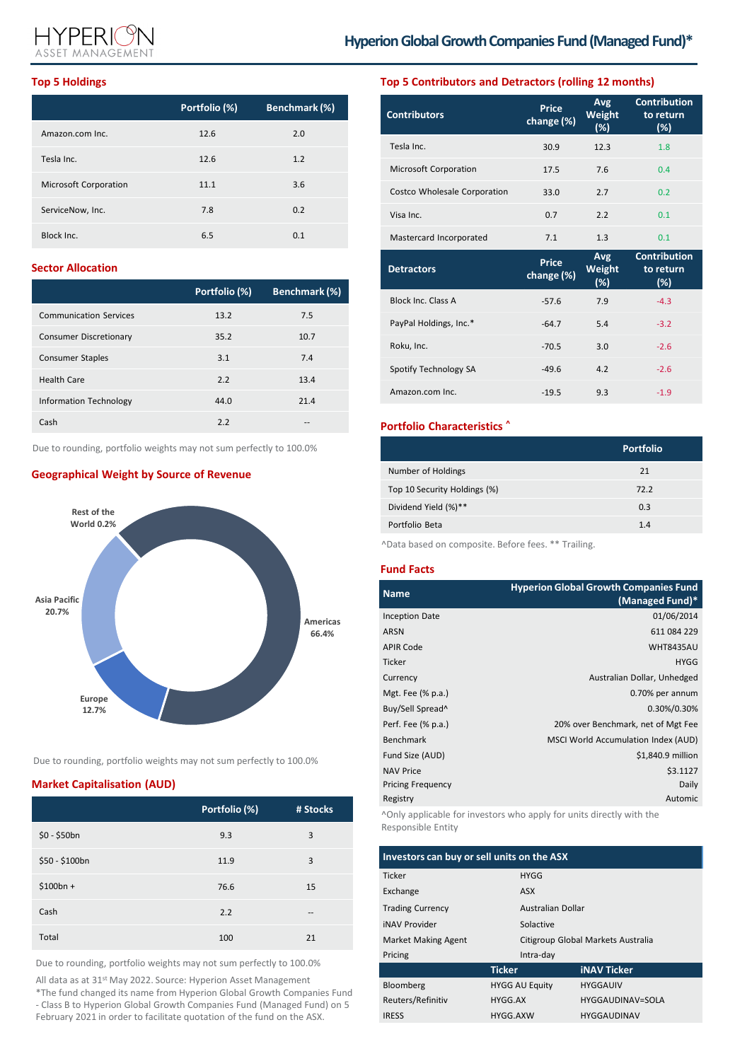## Top 5 Holdings

| | Portfolio (%) | Benchmark (%) |
|---|---|---|
| Amazon.com Inc. | 12.6 | 2.0 |
| Tesla Inc. | 12.6 | 1.2 |
| Microsoft Corporation | 11.1 | 3.6 |
| ServiceNow, Inc. | 7.8 | 0.2 |
| Block Inc. | 6.5 | 0.1 |

## Sector Allocation

| | Portfolio (%) | Benchmark (%) |
|---|---|---|
| Communication Services | 13.2 | 7.5 |
| Consumer Discretionary | 35.2 | 10.7 |
| Consumer Staples | 3.1 | 7.4 |
| Health Care | 2.2 | 13.4 |
| Information Technology | 44.0 | 21.4 |
| Cash | 2.2 | -- |

Due to rounding, portfolio weights may not sum perfectly to 100.0%

## Geographical Weight by Source of Revenue

Rest of the World 0.2%

Asia Pacific 20.7%

Europe 12.7%

Americas 66.4%

Due to rounding, portfolio weights may not sum perfectly to 100.0%

## Market Capitalisation (AUD)

| | Portfolio (%) | # Stocks |
|---|---|---|
| $0 - $50bn | 9.3 | 3 |
| $50 - $100bn | 11.9 | 3 |
| $100bn + | 76.6 | 15 |
| Cash | 2.2 | -- |
| Total | 100 | 21 |

Due to rounding, portfolio weights may not sum perfectly to 100.0%

All data as at 31st May 2022. Source: Hyperion Asset Management

*The fund changed its name from Hyperion Global Growth Companies Fund - Class B to Hyperion Global Growth Companies Fund (Managed Fund) on 5 February 2021 in order to facilitate quotation of the fund on the ASX.

## Top 5 Contributors and Detractors (rolling 12 months)

| Contributors | Price change (%) | Avg Weight (%) | Contribution to return (%) |
|---|---|---|---|
| Tesla Inc. | 30.9 | 12.3 | 1.8 |
| Microsoft Corporation | 17.5 | 7.6 | 0.4 |
| Costco Wholesale Corporation | 33.0 | 2.7 | 0.2 |
| Visa Inc. | 0.7 | 2.2 | 0.1 |
| Mastercard Incorporated | 7.1 | 1.3 | 0.1 |
| **Detractors** | **Price change (%)** | **Avg Weight (%)** | **Contribution to return (%)** |
| Block Inc. Class A | -57.6 | 7.9 | -4.3 |
| PayPal Holdings, Inc.* | -64.7 | 5.4 | -3.2 |
| Roku, Inc. | -70.5 | 3.0 | -2.6 |
| Spotify Technology SA | -49.6 | 4.2 | -2.6 |
| Amazon.com Inc. | -19.5 | 9.3 | -1.9 |

## Portfolio Characteristics ^

| | Portfolio |
|---|---|
| Number of Holdings | 21 |
| Top 10 Security Holdings (%) | 72.2 |
| Dividend Yield (%)** | 0.3 |
| Portfolio Beta | 1.4 |

^Data based on composite. Before fees. ** Trailing.

## Fund Facts

| Name | Hyperion Global Growth Companies Fund (Managed Fund)* |
|---|---|
| Inception Date | 01/06/2014 |
| ARSN | 611 084 229 |
| APIR Code | WHT8435AU |
| Ticker | HYGG |
| Currency | Australian Dollar, Unhedged |
| Mgt. Fee (% p.a.) | 0.70% per annum |
| Buy/Sell Spread^ | 0.30%/0.30% |
| Perf. Fee (% p.a.) | 20% over Benchmark, net of Mgt Fee |
| Benchmark | MSCI World Accumulation Index (AUD) |
| Fund Size (AUD) | $1,840.9 million |
| NAV Price | $3.1127 |
| Pricing Frequency | Daily |
| Registry | Automic |

^Only applicable for investors who apply for units directly with the Responsible Entity

## Investors can buy or sell units on the ASX

| | |
|---|---|
| Ticker | HYGG |
| Exchange | ASX |
| Trading Currency | Australian Dollar |
| iNAV Provider | Solactive |
| Market Making Agent | Citigroup Global Markets Australia |
| Pricing | Intra-day |

| | Ticker | iNAV Ticker |
|---|---|---|
| Bloomberg | HYGG AU Equity | HYGGAUIV |
| Reuters/Refinitiv | HYGG.AX | HYGGAUDINAV=SOLA |
| IRESS | HYGG.AXW | HYGGAUDINAV |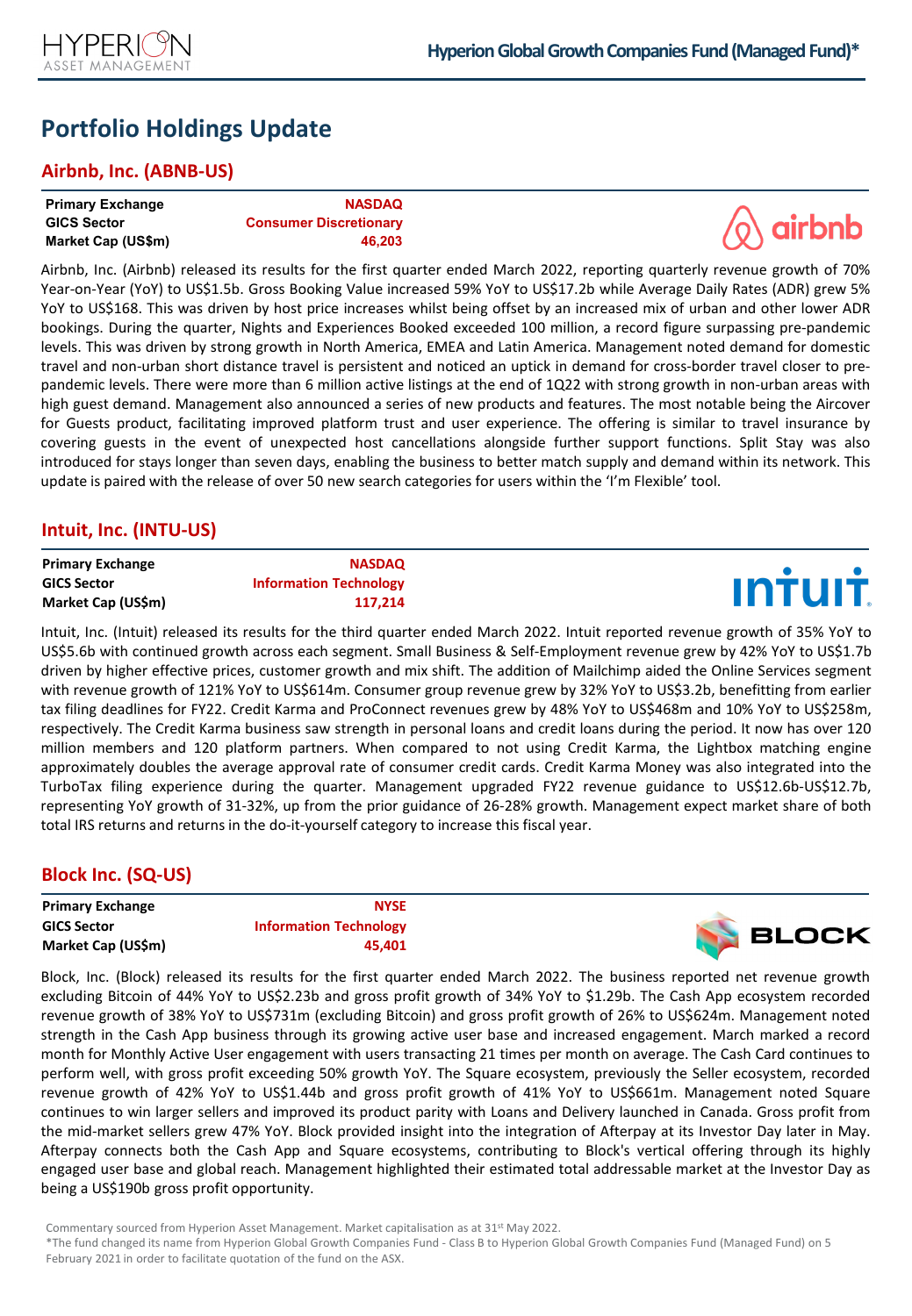# Portfolio Holdings Update

## Airbnb, Inc. (ABNB-US)

| | |
|---|---|
| **Primary Exchange** | NASDAQ |
| **GICS Sector** | Consumer Discretionary |
| **Market Cap (US$m)** | 46,203 |

Airbnb, Inc. (Airbnb) released its results for the first quarter ended March 2022, reporting quarterly revenue growth of 70% Year-on-Year (YoY) to US$1.5b. Gross Booking Value increased 59% YoY to US$17.2b while Average Daily Rates (ADR) grew 5% YoY to US$168. This was driven by host price increases whilst being offset by an increased mix of urban and other lower ADR bookings. During the quarter, Nights and Experiences Booked exceeded 100 million, a record figure surpassing pre-pandemic levels. This was driven by strong growth in North America, EMEA and Latin America. Management noted demand for domestic travel and non-urban short distance travel is persistent and noticed an uptick in demand for cross-border travel closer to pre-pandemic levels. There were more than 6 million active listings at the end of 1Q22 with strong growth in non-urban areas with high guest demand. Management also announced a series of new products and features. The most notable being the Aircover for Guests product, facilitating improved platform trust and user experience. The offering is similar to travel insurance by covering guests in the event of unexpected host cancellations alongside further support functions. Split Stay was also introduced for stays longer than seven days, enabling the business to better match supply and demand within its network. This update is paired with the release of over 50 new search categories for users within the 'I'm Flexible' tool.

## Intuit, Inc. (INTU-US)

| | |
|---|---|
| **Primary Exchange** | NASDAQ |
| **GICS Sector** | Information Technology |
| **Market Cap (US$m)** | 117,214 |

Intuit, Inc. (Intuit) released its results for the third quarter ended March 2022. Intuit reported revenue growth of 35% YoY to US$5.6b with continued growth across each segment. Small Business & Self-Employment revenue grew by 42% YoY to US$1.7b driven by higher effective prices, customer growth and mix shift. The addition of Mailchimp aided the Online Services segment with revenue growth of 121% YoY to US$614m. Consumer group revenue grew by 32% YoY to US$3.2b, benefitting from earlier tax filing deadlines for FY22. Credit Karma and ProConnect revenues grew by 48% YoY to US$468m and 10% YoY to US$258m, respectively. The Credit Karma business saw strength in personal loans and credit loans during the period. It now has over 120 million members and 120 platform partners. When compared to not using Credit Karma, the Lightbox matching engine approximately doubles the average approval rate of consumer credit cards. Credit Karma Money was also integrated into the TurboTax filing experience during the quarter. Management upgraded FY22 revenue guidance to US$12.6b-US$12.7b, representing YoY growth of 31-32%, up from the prior guidance of 26-28% growth. Management expect market share of both total IRS returns and returns in the do-it-yourself category to increase this fiscal year.

## Block Inc. (SQ-US)

| | |
|---|---|
| **Primary Exchange** | NYSE |
| **GICS Sector** | Information Technology |
| **Market Cap (US$m)** | 45,401 |

Block, Inc. (Block) released its results for the first quarter ended March 2022. The business reported net revenue growth excluding Bitcoin of 44% YoY to US$2.23b and gross profit growth of 34% YoY to $1.29b. The Cash App ecosystem recorded revenue growth of 38% YoY to US$731m (excluding Bitcoin) and gross profit growth of 26% to US$624m. Management noted strength in the Cash App business through its growing active user base and increased engagement. March marked a record month for Monthly Active User engagement with users transacting 21 times per month on average. The Cash Card continues to perform well, with gross profit exceeding 50% growth YoY. The Square ecosystem, previously the Seller ecosystem, recorded revenue growth of 42% YoY to US$1.44b and gross profit growth of 41% YoY to US$661m. Management noted Square continues to win larger sellers and improved its product parity with Loans and Delivery launched in Canada. Gross profit from the mid-market sellers grew 47% YoY. Block provided insight into the integration of Afterpay at its Investor Day later in May. Afterpay connects both the Cash App and Square ecosystems, contributing to Block's vertical offering through its highly engaged user base and global reach. Management highlighted their estimated total addressable market at the Investor Day as being a US$190b gross profit opportunity.

Commentary sourced from Hyperion Asset Management. Market capitalisation as at 31st May 2022.

*The fund changed its name from Hyperion Global Growth Companies Fund - Class B to Hyperion Global Growth Companies Fund (Managed Fund) on 5 February 2021 in order to facilitate quotation of the fund on the ASX.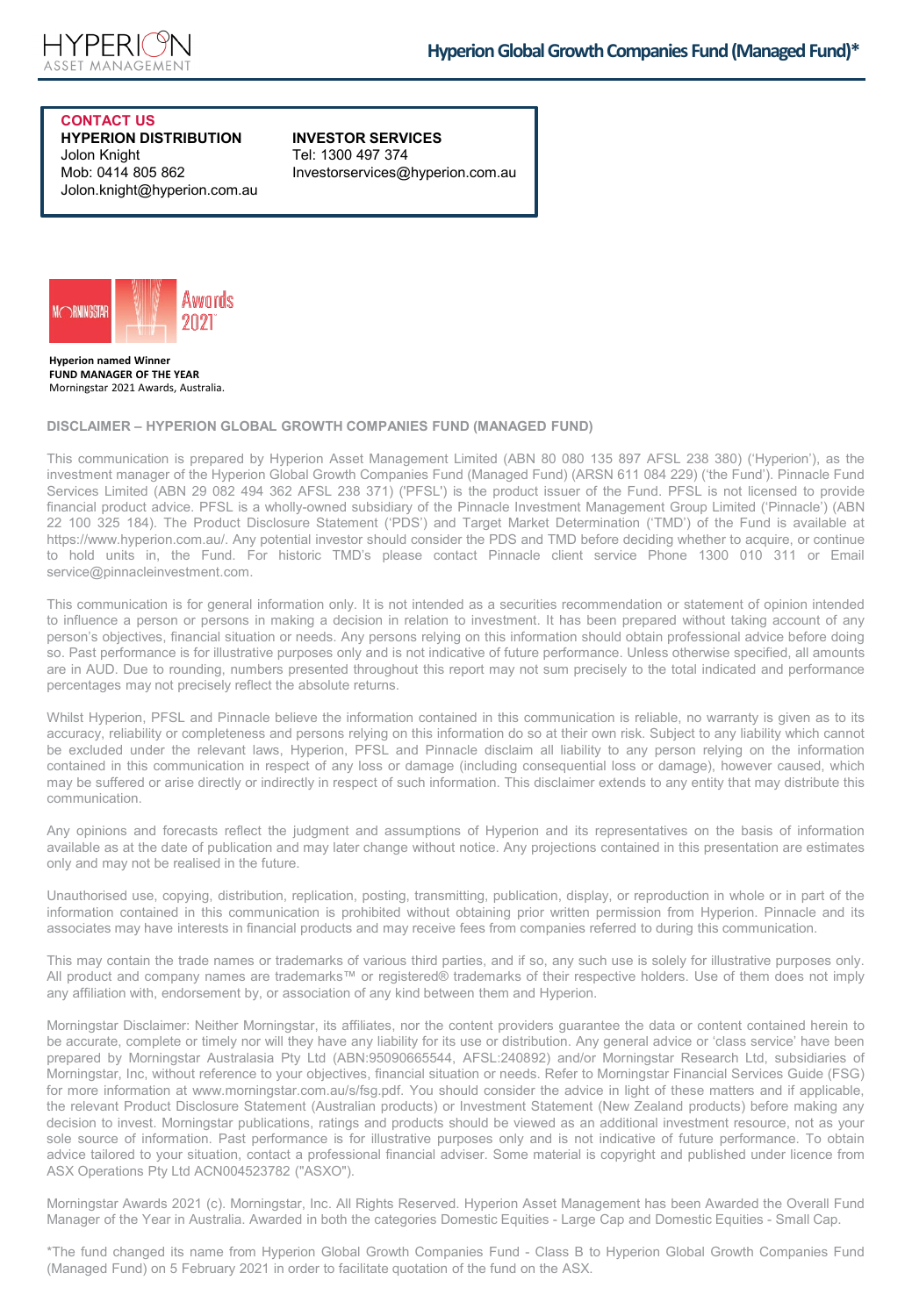**CONTACT US**

**HYPERION DISTRIBUTION**
Jolon Knight
Mob: 0414 805 862
Jolon.knight@hyperion.com.au

**INVESTOR SERVICES**
Tel: 1300 497 374
Investorservices@hyperion.com.au

**Hyperion named Winner**
**FUND MANAGER OF THE YEAR**
Morningstar 2021 Awards, Australia.

## DISCLAIMER – HYPERION GLOBAL GROWTH COMPANIES FUND (MANAGED FUND)

This communication is prepared by Hyperion Asset Management Limited (ABN 80 080 135 897 AFSL 238 380) ('Hyperion'), as the investment manager of the Hyperion Global Growth Companies Fund (Managed Fund) (ARSN 611 084 229) ('the Fund'). Pinnacle Fund Services Limited (ABN 29 082 494 362 AFSL 238 371) ('PFSL') is the product issuer of the Fund. PFSL is not licensed to provide financial product advice. PFSL is a wholly-owned subsidiary of the Pinnacle Investment Management Group Limited ('Pinnacle') (ABN 22 100 325 184). The Product Disclosure Statement ('PDS') and Target Market Determination ('TMD') of the Fund is available at https://www.hyperion.com.au/. Any potential investor should consider the PDS and TMD before deciding whether to acquire, or continue to hold units in, the Fund. For historic TMD's please contact Pinnacle client service Phone 1300 010 311 or Email service@pinnacleinvestment.com.

This communication is for general information only. It is not intended as a securities recommendation or statement of opinion intended to influence a person or persons in making a decision in relation to investment. It has been prepared without taking account of any person's objectives, financial situation or needs. Any persons relying on this information should obtain professional advice before doing so. Past performance is for illustrative purposes only and is not indicative of future performance. Unless otherwise specified, all amounts are in AUD. Due to rounding, numbers presented throughout this report may not sum precisely to the total indicated and performance percentages may not precisely reflect the absolute returns.

Whilst Hyperion, PFSL and Pinnacle believe the information contained in this communication is reliable, no warranty is given as to its accuracy, reliability or completeness and persons relying on this information do so at their own risk. Subject to any liability which cannot be excluded under the relevant laws, Hyperion, PFSL and Pinnacle disclaim all liability to any person relying on the information contained in this communication in respect of any loss or damage (including consequential loss or damage), however caused, which may be suffered or arise directly or indirectly in respect of such information. This disclaimer extends to any entity that may distribute this communication.

Any opinions and forecasts reflect the judgment and assumptions of Hyperion and its representatives on the basis of information available as at the date of publication and may later change without notice. Any projections contained in this presentation are estimates only and may not be realised in the future.

Unauthorised use, copying, distribution, replication, posting, transmitting, publication, display, or reproduction in whole or in part of the information contained in this communication is prohibited without obtaining prior written permission from Hyperion. Pinnacle and its associates may have interests in financial products and may receive fees from companies referred to during this communication.

This may contain the trade names or trademarks of various third parties, and if so, any such use is solely for illustrative purposes only. All product and company names are trademarks™ or registered® trademarks of their respective holders. Use of them does not imply any affiliation with, endorsement by, or association of any kind between them and Hyperion.

Morningstar Disclaimer: Neither Morningstar, its affiliates, nor the content providers guarantee the data or content contained herein to be accurate, complete or timely nor will they have any liability for its use or distribution. Any general advice or 'class service' have been prepared by Morningstar Australasia Pty Ltd (ABN:95090665544, AFSL:240892) and/or Morningstar Research Ltd, subsidiaries of Morningstar, Inc, without reference to your objectives, financial situation or needs. Refer to Morningstar Financial Services Guide (FSG) for more information at www.morningstar.com.au/s/fsg.pdf. You should consider the advice in light of these matters and if applicable, the relevant Product Disclosure Statement (Australian products) or Investment Statement (New Zealand products) before making any decision to invest. Morningstar publications, ratings and products should be viewed as an additional investment resource, not as your sole source of information. Past performance is for illustrative purposes only and is not indicative of future performance. To obtain advice tailored to your situation, contact a professional financial adviser. Some material is copyright and published under licence from ASX Operations Pty Ltd ACN004523782 ("ASXO").

Morningstar Awards 2021 (c). Morningstar, Inc. All Rights Reserved. Hyperion Asset Management has been Awarded the Overall Fund Manager of the Year in Australia. Awarded in both the categories Domestic Equities - Large Cap and Domestic Equities - Small Cap.

*The fund changed its name from Hyperion Global Growth Companies Fund - Class B to Hyperion Global Growth Companies Fund (Managed Fund) on 5 February 2021 in order to facilitate quotation of the fund on the ASX.